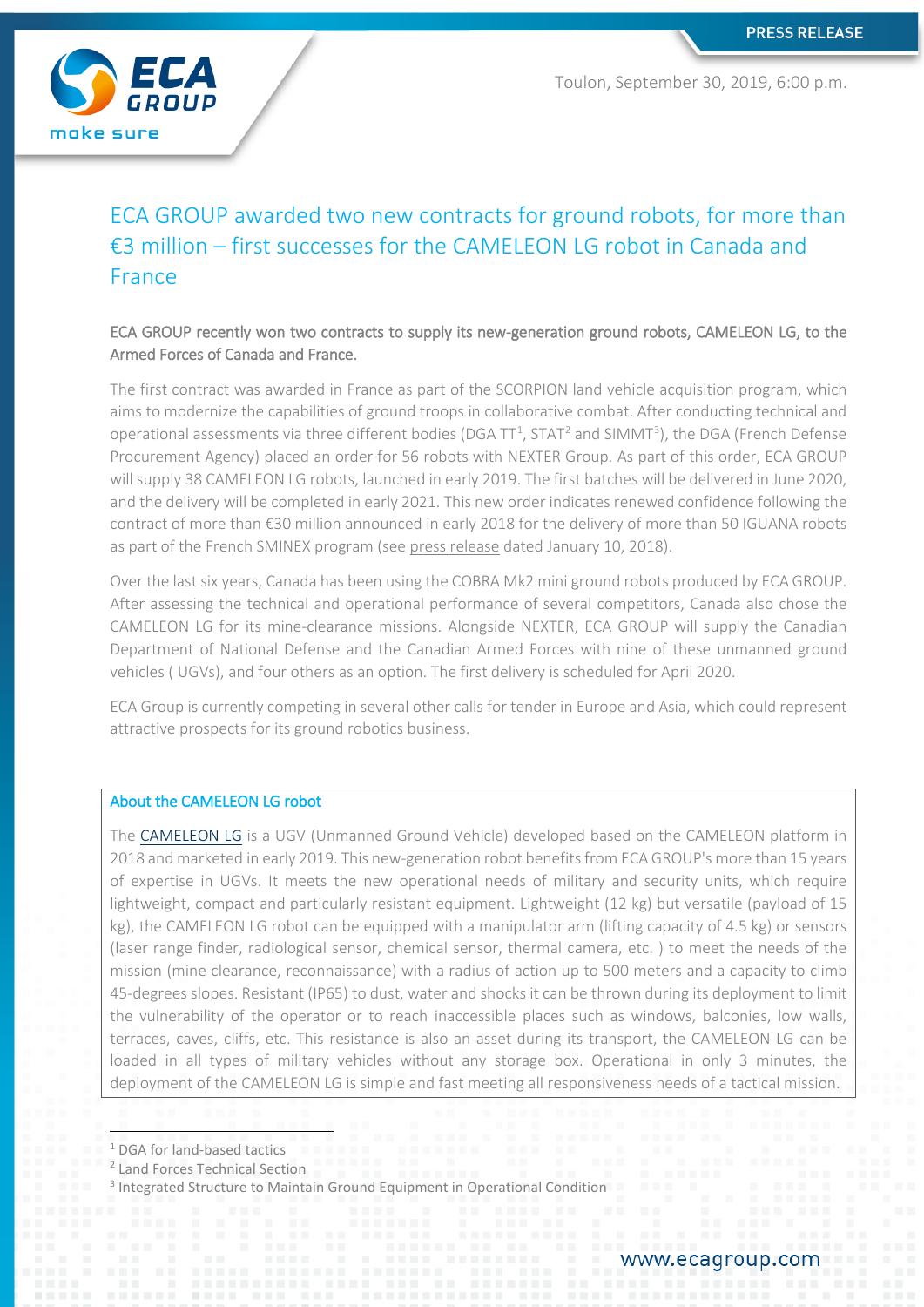PRESS RELEASE

Toulon, September 30, 2019, 6:00 p.m.

# ECA GROUP awarded two new contracts for ground robots, for more than €3 million – first successes for the CAMELEON LG robot in Canada and France

**ECA GROUP recently won two contracts to supply its new-generation ground robots, CAMELEON LG, to the Armed Forces of Canada and France.**

The first contract was awarded in France as part of the SCORPION land vehicle acquisition program, which aims to modernize the capabilities of ground troops in collaborative combat. After conducting technical and operational assessments via three different bodies (DGA TT[1], STAT[2] and SIMMT[3]), the DGA (French Defense Procurement Agency) placed an order for 56 robots with NEXTER Group. As part of this order, ECA GROUP will supply 38 CAMELEON LG robots, launched in early 2019. The first batches will be delivered in June 2020, and the delivery will be completed in early 2021. This new order indicates renewed confidence following the contract of more than €30 million announced in early 2018 for the delivery of more than 50 IGUANA robots as part of the French SMINEX program (see press release dated January 10, 2018).

Over the last six years, Canada has been using the COBRA Mk2 mini ground robots produced by ECA GROUP. After assessing the technical and operational performance of several competitors, Canada also chose the CAMELEON LG for its mine-clearance missions. Alongside NEXTER, ECA GROUP will supply the Canadian Department of National Defense and the Canadian Armed Forces with nine of these unmanned ground vehicles ( UGVs), and four others as an option. The first delivery is scheduled for April 2020.

ECA Group is currently competing in several other calls for tender in Europe and Asia, which could represent attractive prospects for its ground robotics business.

## About the CAMELEON LG robot

The CAMELEON LG is a UGV (Unmanned Ground Vehicle) developed based on the CAMELEON platform in 2018 and marketed in early 2019. This new-generation robot benefits from ECA GROUP's more than 15 years of expertise in UGVs. It meets the new operational needs of military and security units, which require lightweight, compact and particularly resistant equipment. Lightweight (12 kg) but versatile (payload of 15 kg), the CAMELEON LG robot can be equipped with a manipulator arm (lifting capacity of 4.5 kg) or sensors (laser range finder, radiological sensor, chemical sensor, thermal camera, etc. ) to meet the needs of the mission (mine clearance, reconnaissance) with a radius of action up to 500 meters and a capacity to climb 45-degrees slopes. Resistant (IP65) to dust, water and shocks it can be thrown during its deployment to limit the vulnerability of the operator or to reach inaccessible places such as windows, balconies, low walls, terraces, caves, cliffs, etc. This resistance is also an asset during its transport, the CAMELEON LG can be loaded in all types of military vehicles without any storage box. Operational in only 3 minutes, the deployment of the CAMELEON LG is simple and fast meeting all responsiveness needs of a tactical mission.

---

[1] DGA for land-based tactics
[2] Land Forces Technical Section
[3] Integrated Structure to Maintain Ground Equipment in Operational Condition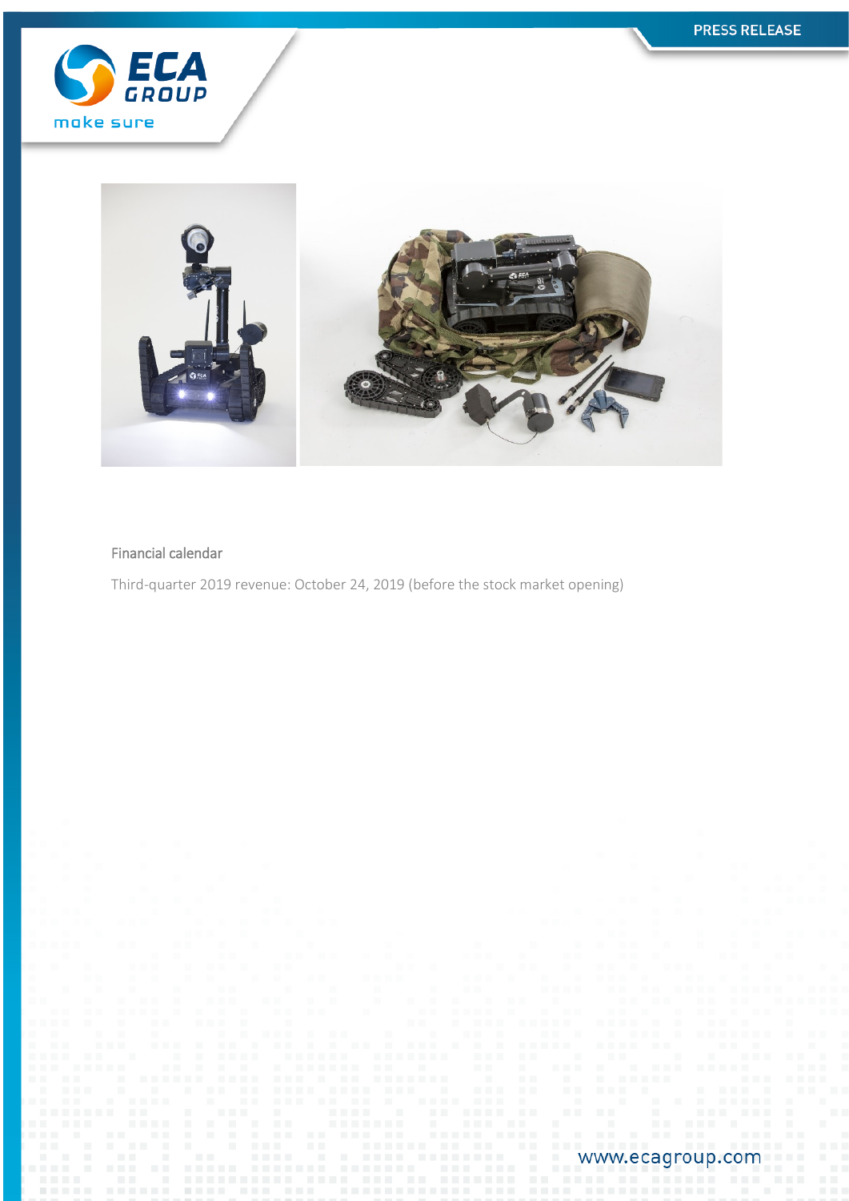Financial calendar

Third-quarter 2019 revenue: October 24, 2019 (before the stock market opening)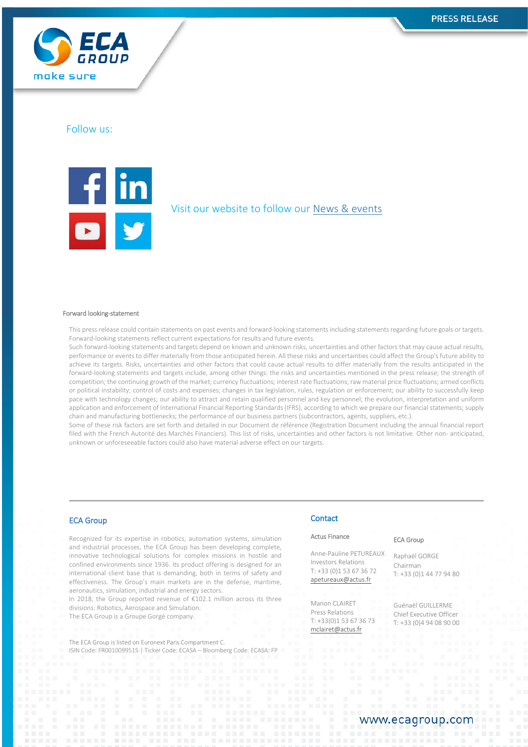Follow us:

Visit our website to follow our News & events

Forward looking-statement

This press release could contain statements on past events and forward-looking statements including statements regarding future goals or targets. Forward-looking statements reflect current expectations for results and future events.
Such forward-looking statements and targets depend on known and unknown risks, uncertainties and other factors that may cause actual results, performance or events to differ materially from those anticipated herein. All these risks and uncertainties could affect the Group's future ability to achieve its targets. Risks, uncertainties and other factors that could cause actual results to differ materially from the results anticipated in the forward-looking statements and targets include, among other things: the risks and uncertainties mentioned in the press release; the strength of competition; the continuing growth of the market; currency fluctuations; interest rate fluctuations; raw material price fluctuations; armed conflicts or political instability; control of costs and expenses; changes in tax legislation, rules, regulation or enforcement; our ability to successfully keep pace with technology changes; our ability to attract and retain qualified personnel and key personnel; the evolution, interpretation and uniform application and enforcement of International Financial Reporting Standards (IFRS), according to which we prepare our financial statements; supply chain and manufacturing bottlenecks; the performance of our business partners (subcontractors, agents, suppliers, etc.).
Some of these risk factors are set forth and detailed in our Document de référence (Registration Document including the annual financial report filed with the French Autorité des Marchés Financiers). This list of risks, uncertainties and other factors is not limitative. Other non- anticipated, unknown or unforeseeable factors could also have material adverse effect on our targets.

## ECA Group

Recognized for its expertise in robotics, automation systems, simulation and industrial processes, the ECA Group has been developing complete, innovative technological solutions for complex missions in hostile and confined environments since 1936. Its product offering is designed for an international client base that is demanding, both in terms of safety and effectiveness. The Group's main markets are in the defense, maritime, aeronautics, simulation, industrial and energy sectors.
In 2018, the Group reported revenue of €102.1 million across its three divisions: Robotics, Aerospace and Simulation.
The ECA Group is a Groupe Gorgé company.

The ECA Group is listed on Euronext Paris Compartment C.
ISIN Code: FR0010099515 | Ticker Code: ECASA – Bloomberg Code: ECASA: FP

## Contact

**Actus Finance**

Anne-Pauline PETUREAUX
Investors Relations
T: +33 (0)1 53 67 36 72
apetureaux@actus.fr

Manon CLAIRET
Press Relations
T: +33(0)1 53 67 36 73
mclairet@actus.fr

**ECA Group**

Raphaël GORGE
Chairman
T: +33 (0)1 44 77 94 80

Guénaël GUILLERME
Chief Executive Officer
T: +33 (0)4 94 08 90 00

www.ecagroup.com